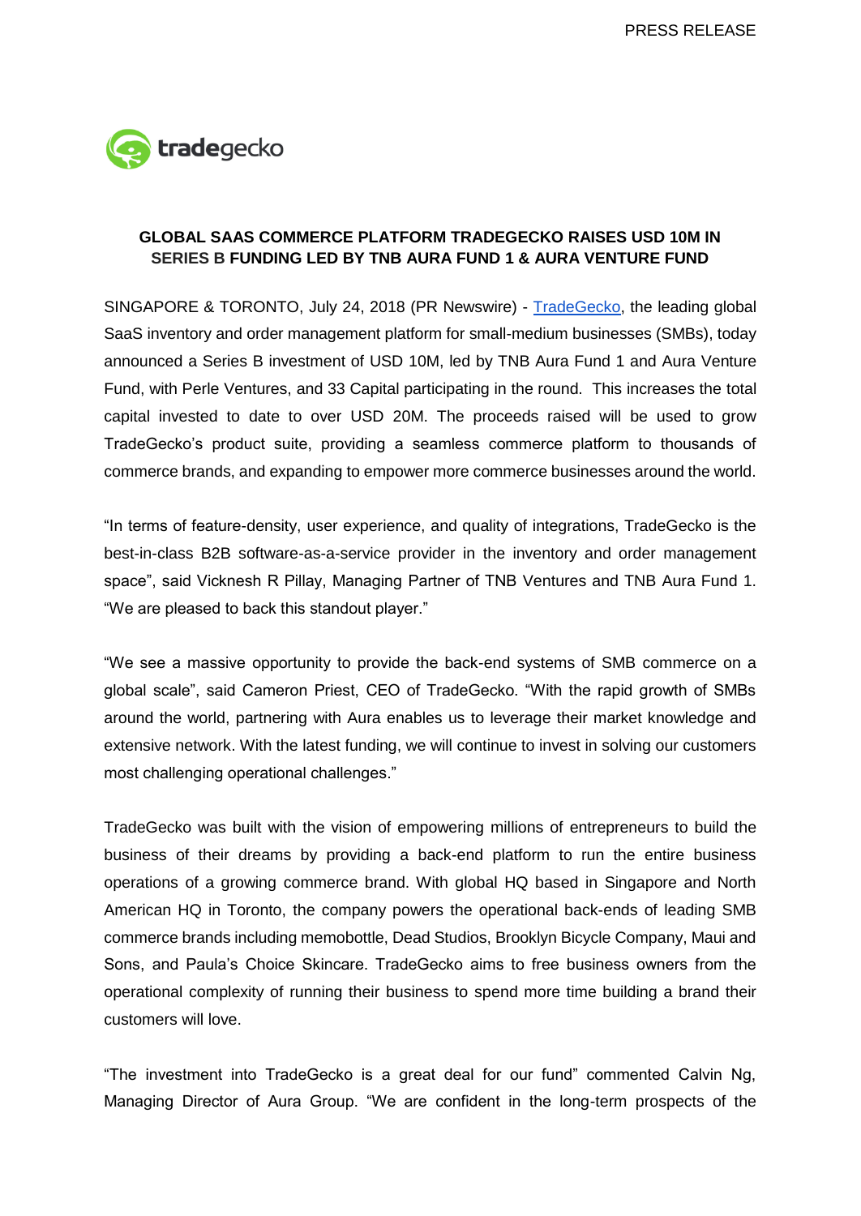PRESS RELEASE

tradegecko

## GLOBAL SAAS COMMERCE PLATFORM TRADEGECKO RAISES USD 10M IN SERIES B FUNDING LED BY TNB AURA FUND 1 & AURA VENTURE FUND

SINGAPORE & TORONTO, July 24, 2018 (PR Newswire) - [TradeGecko](), the leading global SaaS inventory and order management platform for small-medium businesses (SMBs), today announced a Series B investment of USD 10M, led by TNB Aura Fund 1 and Aura Venture Fund, with Perle Ventures, and 33 Capital participating in the round. This increases the total capital invested to date to over USD 20M. The proceeds raised will be used to grow TradeGecko's product suite, providing a seamless commerce platform to thousands of commerce brands, and expanding to empower more commerce businesses around the world.

"In terms of feature-density, user experience, and quality of integrations, TradeGecko is the best-in-class B2B software-as-a-service provider in the inventory and order management space", said Vicknesh R Pillay, Managing Partner of TNB Ventures and TNB Aura Fund 1. "We are pleased to back this standout player."

"We see a massive opportunity to provide the back-end systems of SMB commerce on a global scale", said Cameron Priest, CEO of TradeGecko. "With the rapid growth of SMBs around the world, partnering with Aura enables us to leverage their market knowledge and extensive network. With the latest funding, we will continue to invest in solving our customers most challenging operational challenges."

TradeGecko was built with the vision of empowering millions of entrepreneurs to build the business of their dreams by providing a back-end platform to run the entire business operations of a growing commerce brand. With global HQ based in Singapore and North American HQ in Toronto, the company powers the operational back-ends of leading SMB commerce brands including memobottle, Dead Studios, Brooklyn Bicycle Company, Maui and Sons, and Paula's Choice Skincare. TradeGecko aims to free business owners from the operational complexity of running their business to spend more time building a brand their customers will love.

"The investment into TradeGecko is a great deal for our fund" commented Calvin Ng, Managing Director of Aura Group. "We are confident in the long-term prospects of the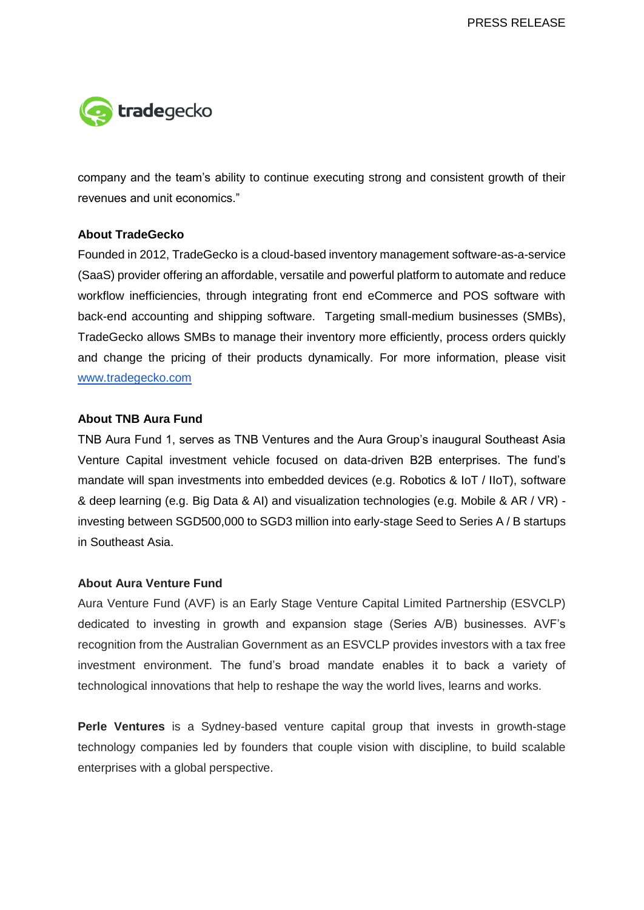company and the team's ability to continue executing strong and consistent growth of their revenues and unit economics."

**About TradeGecko**

Founded in 2012, TradeGecko is a cloud-based inventory management software-as-a-service (SaaS) provider offering an affordable, versatile and powerful platform to automate and reduce workflow inefficiencies, through integrating front end eCommerce and POS software with back-end accounting and shipping software. Targeting small-medium businesses (SMBs), TradeGecko allows SMBs to manage their inventory more efficiently, process orders quickly and change the pricing of their products dynamically. For more information, please visit [www.tradegecko.com](http://www.tradegecko.com)

**About TNB Aura Fund**

TNB Aura Fund 1, serves as TNB Ventures and the Aura Group's inaugural Southeast Asia Venture Capital investment vehicle focused on data-driven B2B enterprises. The fund's mandate will span investments into embedded devices (e.g. Robotics & IoT / IIoT), software & deep learning (e.g. Big Data & AI) and visualization technologies (e.g. Mobile & AR / VR) - investing between SGD500,000 to SGD3 million into early-stage Seed to Series A / B startups in Southeast Asia.

**About Aura Venture Fund**

Aura Venture Fund (AVF) is an Early Stage Venture Capital Limited Partnership (ESVCLP) dedicated to investing in growth and expansion stage (Series A/B) businesses. AVF's recognition from the Australian Government as an ESVCLP provides investors with a tax free investment environment. The fund's broad mandate enables it to back a variety of technological innovations that help to reshape the way the world lives, learns and works.

**Perle Ventures** is a Sydney-based venture capital group that invests in growth-stage technology companies led by founders that couple vision with discipline, to build scalable enterprises with a global perspective.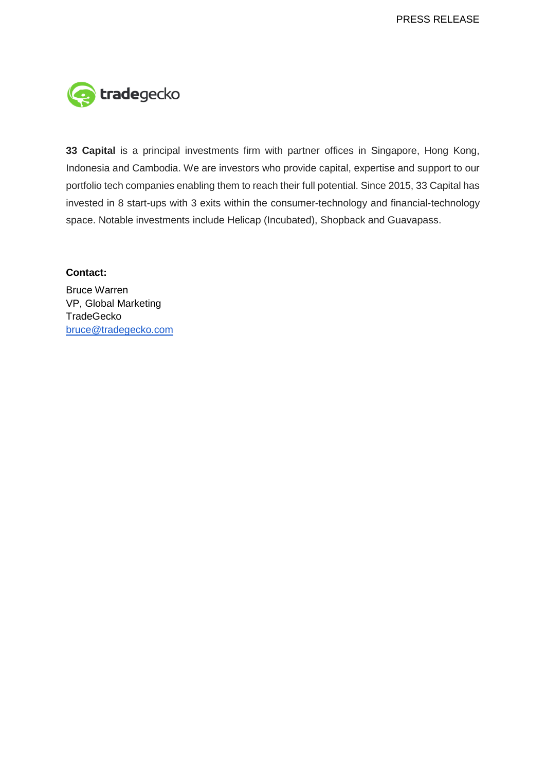**33 Capital** is a principal investments firm with partner offices in Singapore, Hong Kong, Indonesia and Cambodia. We are investors who provide capital, expertise and support to our portfolio tech companies enabling them to reach their full potential. Since 2015, 33 Capital has invested in 8 start-ups with 3 exits within the consumer-technology and financial-technology space. Notable investments include Helicap (Incubated), Shopback and Guavapass.

**Contact:**

Bruce Warren
VP, Global Marketing
TradeGecko
bruce@tradegecko.com